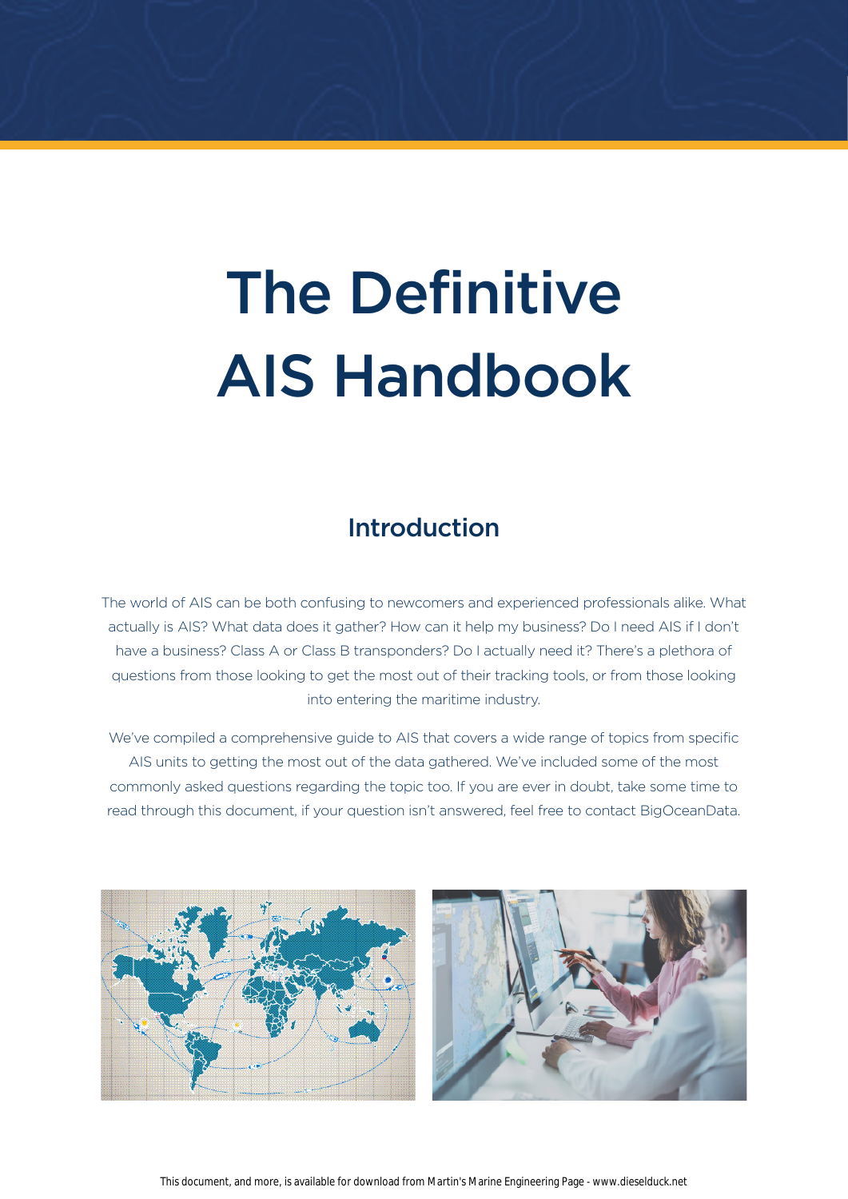# The Definitive AIS Handbook

## Introduction

The world of AIS can be both confusing to newcomers and experienced professionals alike. What actually is AIS? What data does it gather? How can it help my business? Do I need AIS if I don't have a business? Class A or Class B transponders? Do I actually need it? There's a plethora of questions from those looking to get the most out of their tracking tools, or from those looking into entering the maritime industry.

We've compiled a comprehensive guide to AIS that covers a wide range of topics from specific AIS units to getting the most out of the data gathered. We've included some of the most commonly asked questions regarding the topic too. If you are ever in doubt, take some time to read through this document, if your question isn't answered, feel free to contact BigOceanData.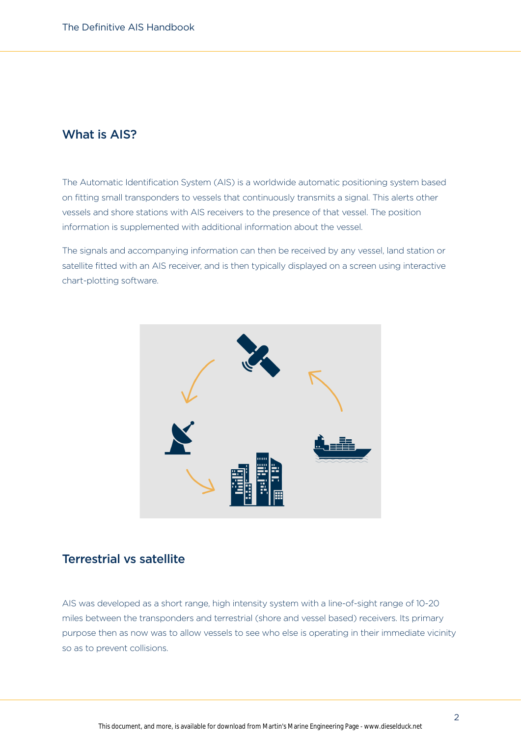## What is AIS?

The Automatic Identification System (AIS) is a worldwide automatic positioning system based on fitting small transponders to vessels that continuously transmits a signal. This alerts other vessels and shore stations with AIS receivers to the presence of that vessel. The position information is supplemented with additional information about the vessel.

The signals and accompanying information can then be received by any vessel, land station or satellite fitted with an AIS receiver, and is then typically displayed on a screen using interactive chart-plotting software.

## Terrestrial vs satellite

AIS was developed as a short range, high intensity system with a line-of-sight range of 10-20 miles between the transponders and terrestrial (shore and vessel based) receivers. Its primary purpose then as now was to allow vessels to see who else is operating in their immediate vicinity so as to prevent collisions.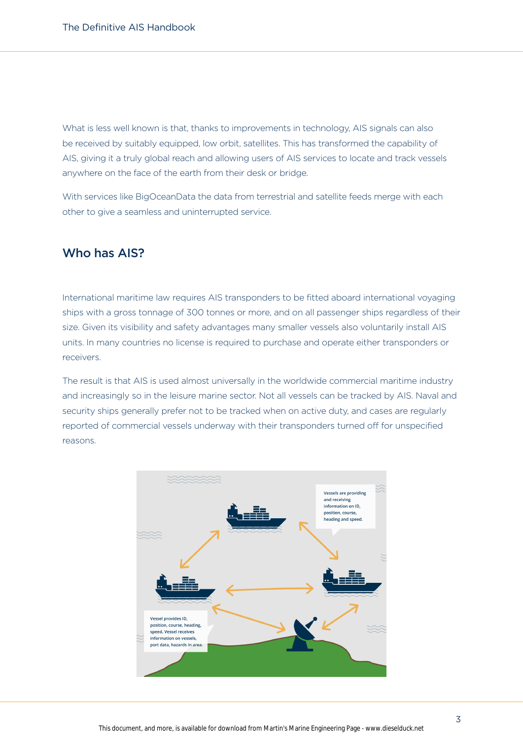What is less well known is that, thanks to improvements in technology, AIS signals can also be received by suitably equipped, low orbit, satellites. This has transformed the capability of AIS, giving it a truly global reach and allowing users of AIS services to locate and track vessels anywhere on the face of the earth from their desk or bridge.

With services like BigOceanData the data from terrestrial and satellite feeds merge with each other to give a seamless and uninterrupted service.

## Who has AIS?

International maritime law requires AIS transponders to be fitted aboard international voyaging ships with a gross tonnage of 300 tonnes or more, and on all passenger ships regardless of their size. Given its visibility and safety advantages many smaller vessels also voluntarily install AIS units. In many countries no license is required to purchase and operate either transponders or receivers.

The result is that AIS is used almost universally in the worldwide commercial maritime industry and increasingly so in the leisure marine sector. Not all vessels can be tracked by AIS. Naval and security ships generally prefer not to be tracked when on active duty, and cases are regularly reported of commercial vessels underway with their transponders turned off for unspecified reasons.

Vessels are providing and receiving information on ID, position, course, heading and speed.

Vessel provides ID, position, course, heading, speed. Vessel receives information on vessels, port data, hazards in area.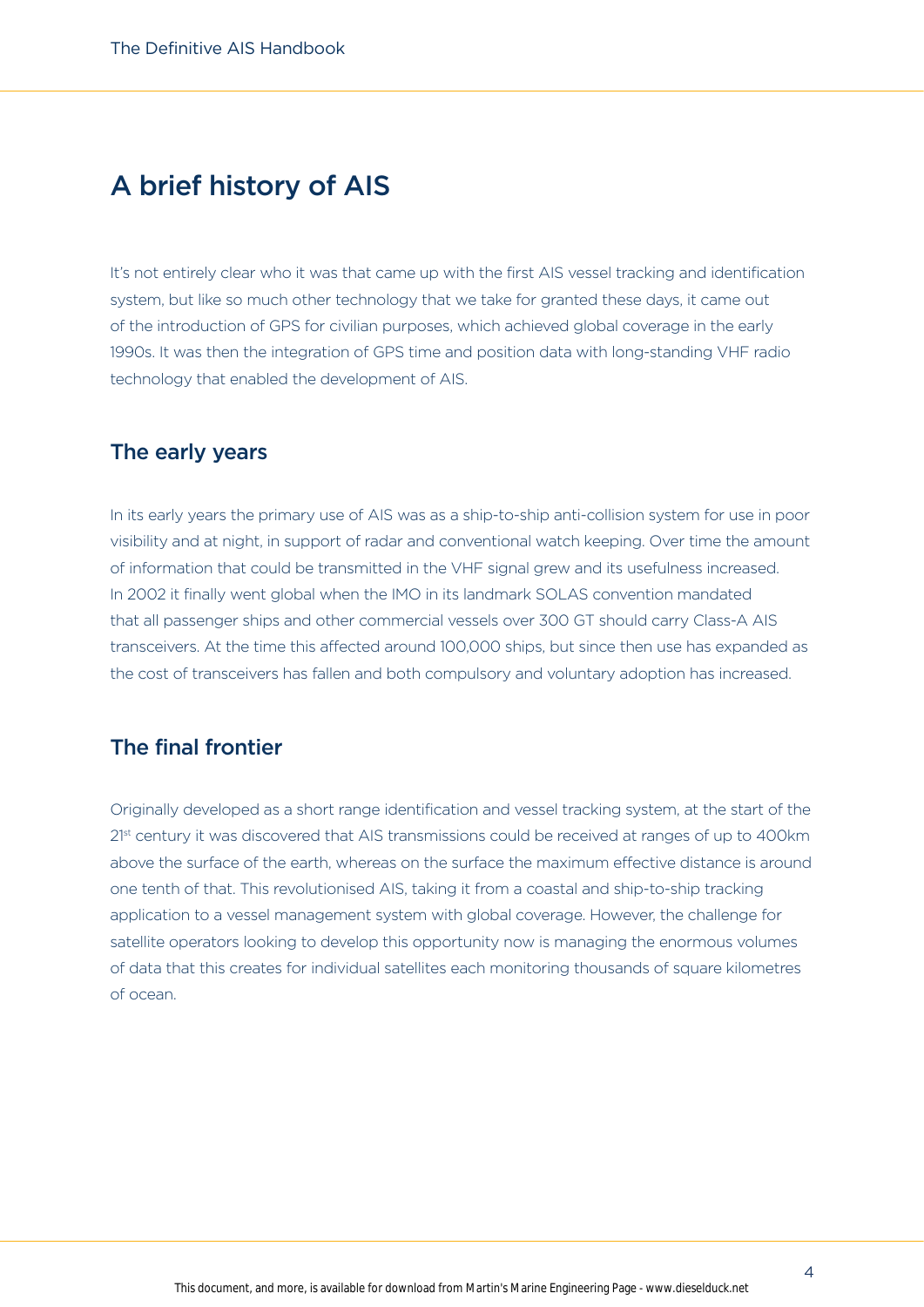# A brief history of AIS

It's not entirely clear who it was that came up with the first AIS vessel tracking and identification system, but like so much other technology that we take for granted these days, it came out of the introduction of GPS for civilian purposes, which achieved global coverage in the early 1990s. It was then the integration of GPS time and position data with long-standing VHF radio technology that enabled the development of AIS.

## The early years

In its early years the primary use of AIS was as a ship-to-ship anti-collision system for use in poor visibility and at night, in support of radar and conventional watch keeping. Over time the amount of information that could be transmitted in the VHF signal grew and its usefulness increased. In 2002 it finally went global when the IMO in its landmark SOLAS convention mandated that all passenger ships and other commercial vessels over 300 GT should carry Class-A AIS transceivers. At the time this affected around 100,000 ships, but since then use has expanded as the cost of transceivers has fallen and both compulsory and voluntary adoption has increased.

## The final frontier

Originally developed as a short range identification and vessel tracking system, at the start of the 21st century it was discovered that AIS transmissions could be received at ranges of up to 400km above the surface of the earth, whereas on the surface the maximum effective distance is around one tenth of that. This revolutionised AIS, taking it from a coastal and ship-to-ship tracking application to a vessel management system with global coverage. However, the challenge for satellite operators looking to develop this opportunity now is managing the enormous volumes of data that this creates for individual satellites each monitoring thousands of square kilometres of ocean.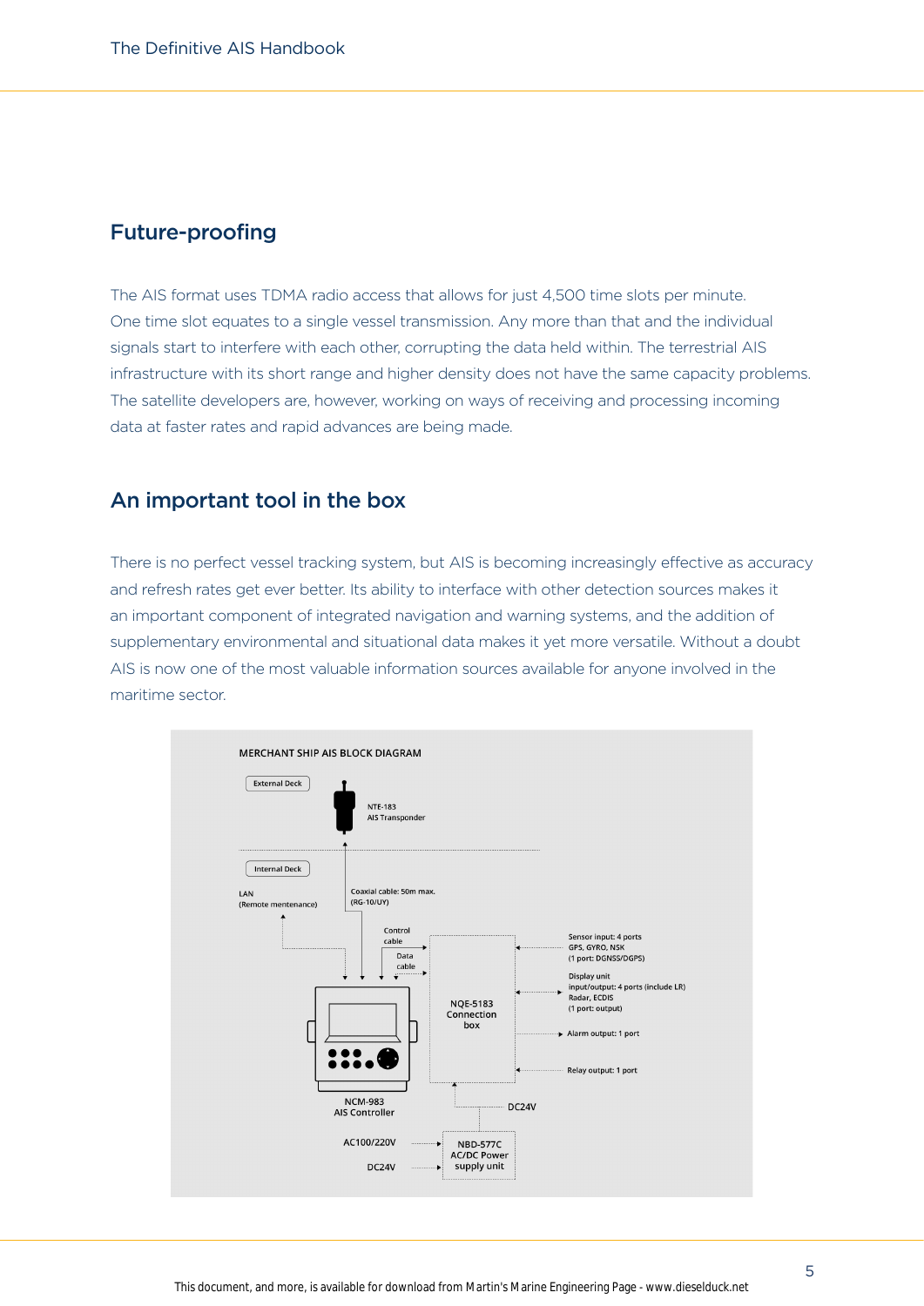## Future-proofing

The AIS format uses TDMA radio access that allows for just 4,500 time slots per minute. One time slot equates to a single vessel transmission. Any more than that and the individual signals start to interfere with each other, corrupting the data held within. The terrestrial AIS infrastructure with its short range and higher density does not have the same capacity problems. The satellite developers are, however, working on ways of receiving and processing incoming data at faster rates and rapid advances are being made.

## An important tool in the box

There is no perfect vessel tracking system, but AIS is becoming increasingly effective as accuracy and refresh rates get ever better. Its ability to interface with other detection sources makes it an important component of integrated navigation and warning systems, and the addition of supplementary environmental and situational data makes it yet more versatile. Without a doubt AIS is now one of the most valuable information sources available for anyone involved in the maritime sector.

MERCHANT SHIP AIS BLOCK DIAGRAM

External Deck

NTE-183
AIS Transponder

Internal Deck

LAN
(Remote mentenance)

Coaxial cable: 50m max.
(RG-10/UY)

Control cable

Data cable

NQE-5183
Connection box

Sensor input: 4 ports
GPS, GYRO, NSK
(1 port: DGNSS/DGPS)

Display unit
input/output: 4 ports (include LR)
Radar, ECDIS
(1 port: output)

Alarm output: 1 port

Relay output: 1 port

NCM-983
AIS Controller

DC24V

AC100/220V

DC24V

NBD-577C
AC/DC Power supply unit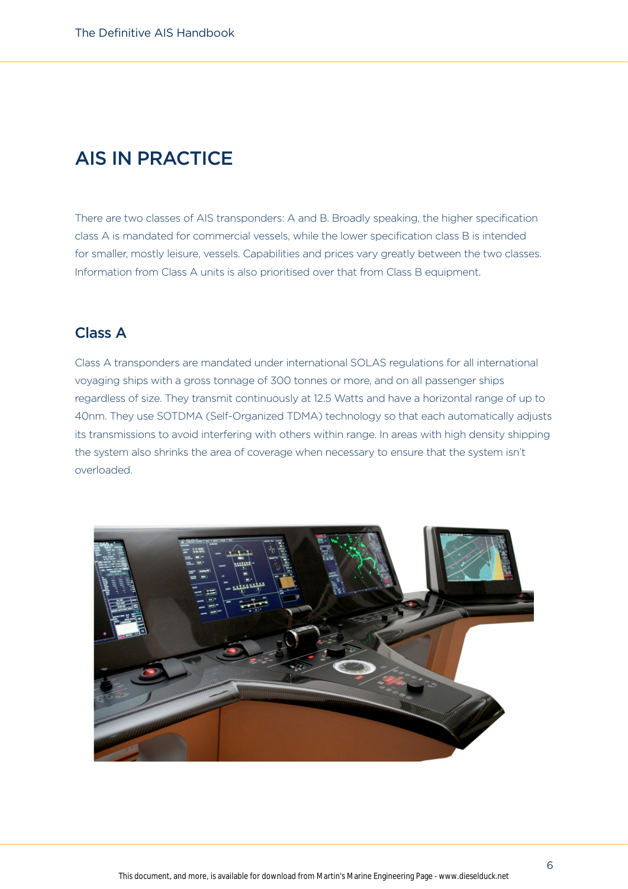# AIS IN PRACTICE

There are two classes of AIS transponders: A and B. Broadly speaking, the higher specification class A is mandated for commercial vessels, while the lower specification class B is intended for smaller, mostly leisure, vessels. Capabilities and prices vary greatly between the two classes. Information from Class A units is also prioritised over that from Class B equipment.

## Class A

Class A transponders are mandated under international SOLAS regulations for all international voyaging ships with a gross tonnage of 300 tonnes or more, and on all passenger ships regardless of size. They transmit continuously at 12.5 Watts and have a horizontal range of up to 40nm. They use SOTDMA (Self-Organized TDMA) technology so that each automatically adjusts its transmissions to avoid interfering with others within range. In areas with high density shipping the system also shrinks the area of coverage when necessary to ensure that the system isn't overloaded.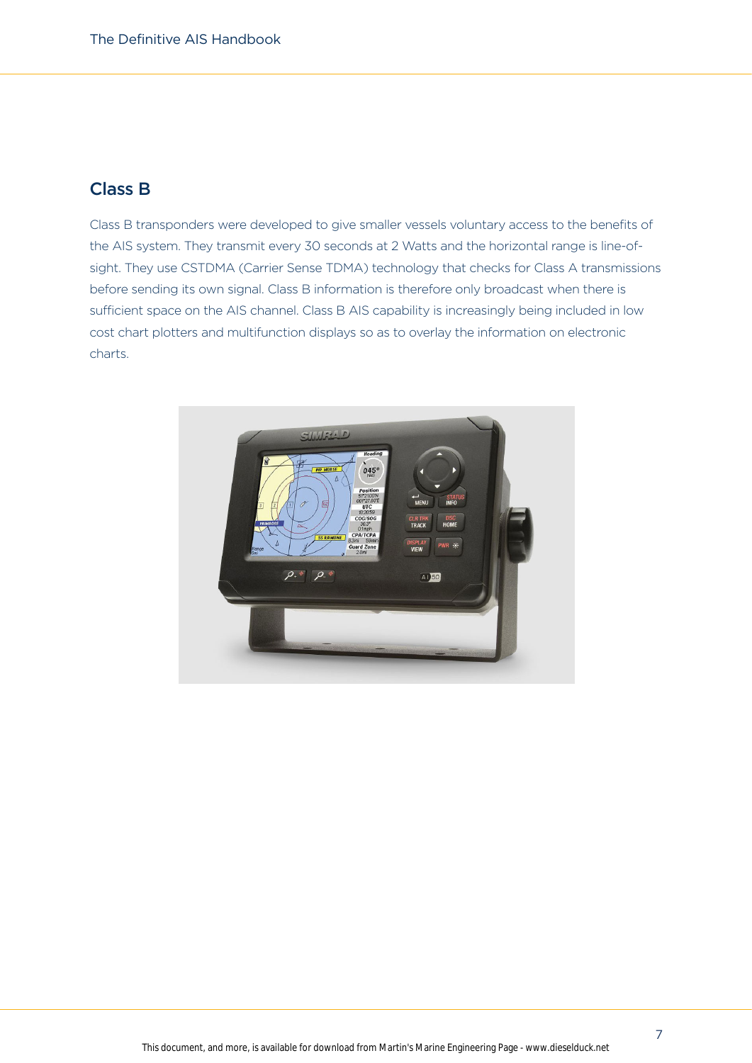## Class B

Class B transponders were developed to give smaller vessels voluntary access to the benefits of the AIS system. They transmit every 30 seconds at 2 Watts and the horizontal range is line-of-sight. They use CSTDMA (Carrier Sense TDMA) technology that checks for Class A transmissions before sending its own signal. Class B information is therefore only broadcast when there is sufficient space on the AIS channel. Class B AIS capability is increasingly being included in low cost chart plotters and multifunction displays so as to overlay the information on electronic charts.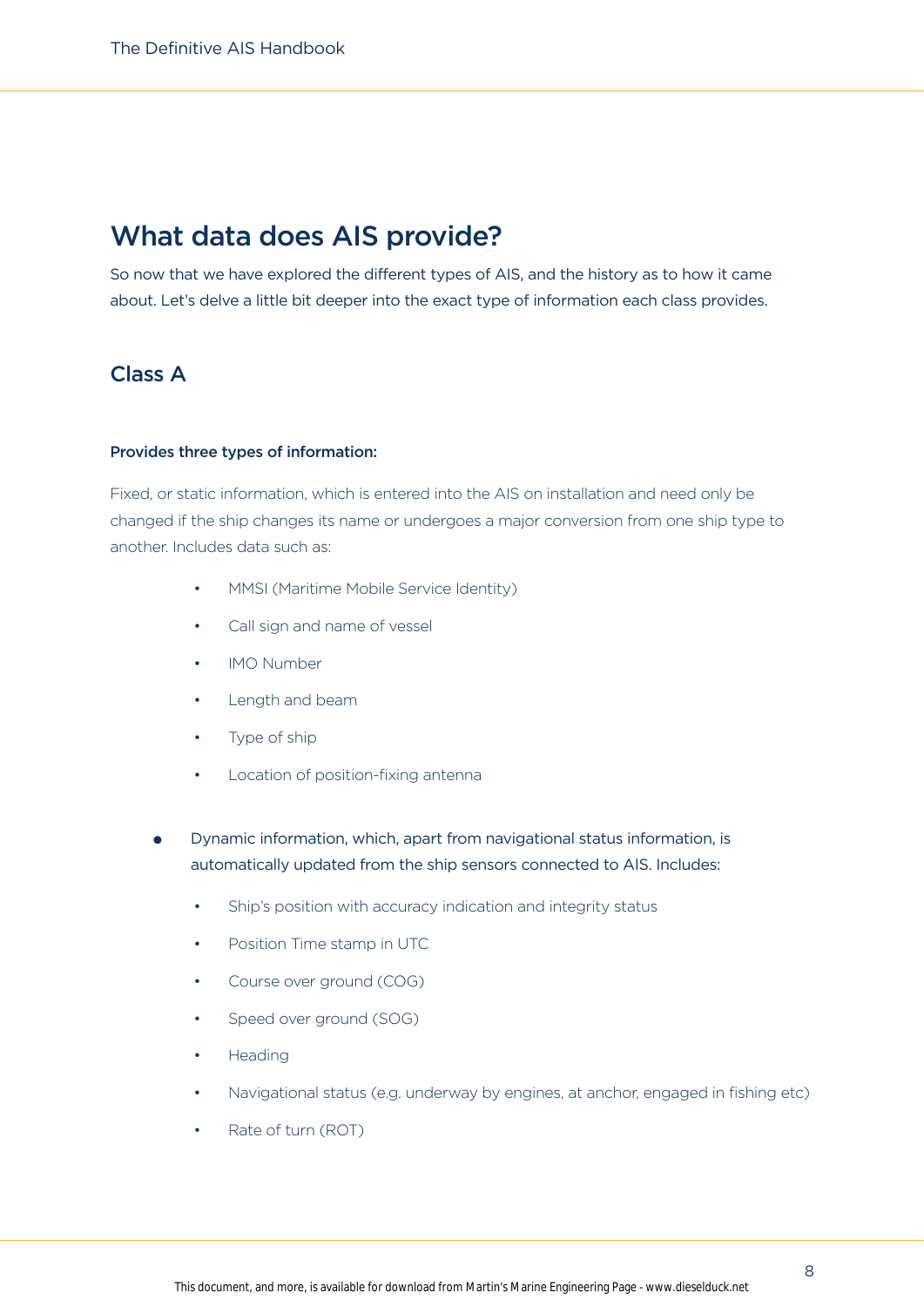## What data does AIS provide?

So now that we have explored the different types of AIS, and the history as to how it came about. Let's delve a little bit deeper into the exact type of information each class provides.

### Class A

**Provides three types of information:**

Fixed, or static information, which is entered into the AIS on installation and need only be changed if the ship changes its name or undergoes a major conversion from one ship type to another. Includes data such as:

- MMSI (Maritime Mobile Service Identity)
- Call sign and name of vessel
- IMO Number
- Length and beam
- Type of ship
- Location of position-fixing antenna

- Dynamic information, which, apart from navigational status information, is automatically updated from the ship sensors connected to AIS. Includes:
  - Ship's position with accuracy indication and integrity status
  - Position Time stamp in UTC
  - Course over ground (COG)
  - Speed over ground (SOG)
  - Heading
  - Navigational status (e.g. underway by engines, at anchor, engaged in fishing etc)
  - Rate of turn (ROT)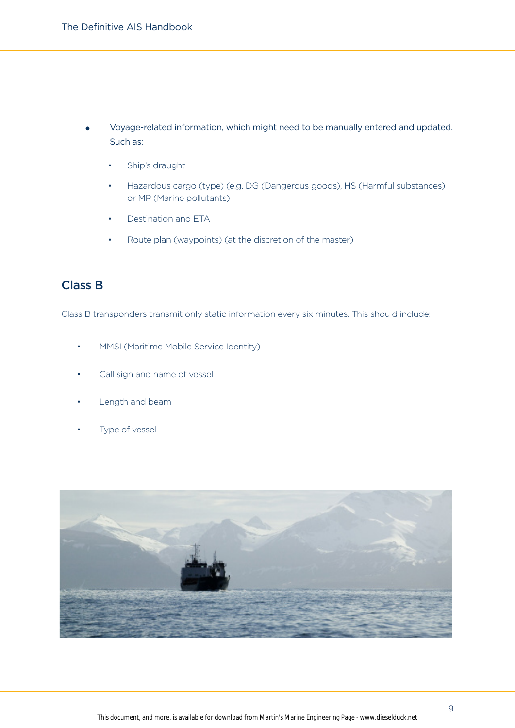- Voyage-related information, which might need to be manually entered and updated. Such as:
    - Ship's draught
    - Hazardous cargo (type) (e.g. DG (Dangerous goods), HS (Harmful substances) or MP (Marine pollutants)
    - Destination and ETA
    - Route plan (waypoints) (at the discretion of the master)

## Class B

Class B transponders transmit only static information every six minutes. This should include:

- MMSI (Maritime Mobile Service Identity)
- Call sign and name of vessel
- Length and beam
- Type of vessel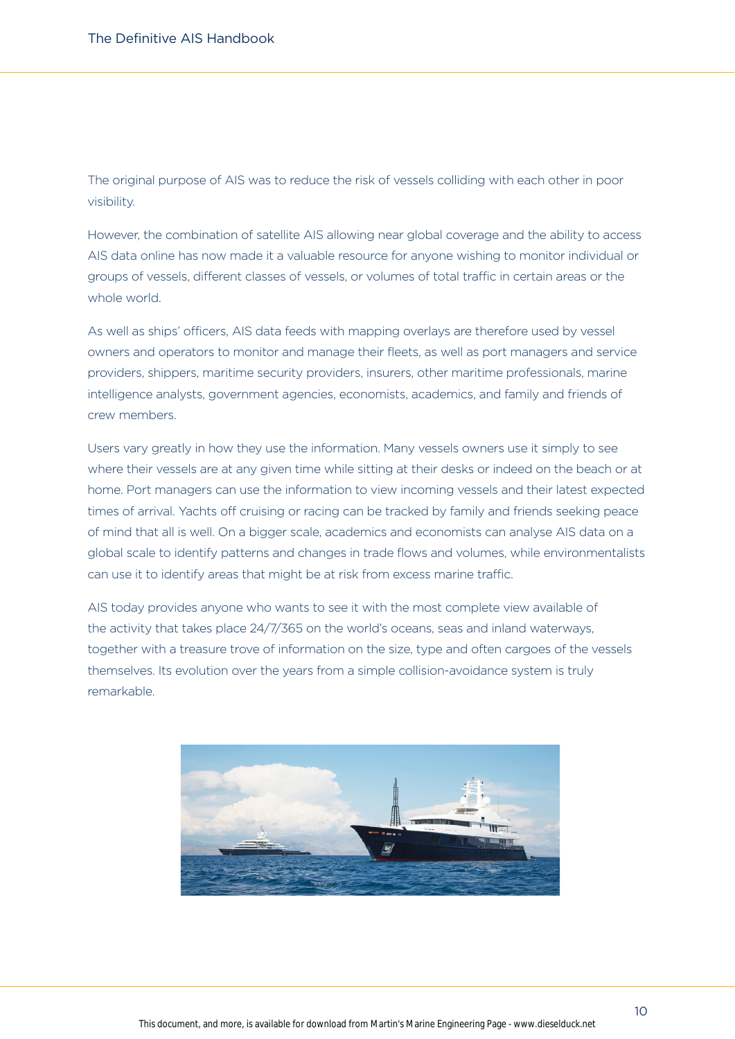The original purpose of AIS was to reduce the risk of vessels colliding with each other in poor visibility.

However, the combination of satellite AIS allowing near global coverage and the ability to access AIS data online has now made it a valuable resource for anyone wishing to monitor individual or groups of vessels, different classes of vessels, or volumes of total traffic in certain areas or the whole world.

As well as ships' officers, AIS data feeds with mapping overlays are therefore used by vessel owners and operators to monitor and manage their fleets, as well as port managers and service providers, shippers, maritime security providers, insurers, other maritime professionals, marine intelligence analysts, government agencies, economists, academics, and family and friends of crew members.

Users vary greatly in how they use the information. Many vessels owners use it simply to see where their vessels are at any given time while sitting at their desks or indeed on the beach or at home. Port managers can use the information to view incoming vessels and their latest expected times of arrival. Yachts off cruising or racing can be tracked by family and friends seeking peace of mind that all is well. On a bigger scale, academics and economists can analyse AIS data on a global scale to identify patterns and changes in trade flows and volumes, while environmentalists can use it to identify areas that might be at risk from excess marine traffic.

AIS today provides anyone who wants to see it with the most complete view available of the activity that takes place 24/7/365 on the world's oceans, seas and inland waterways, together with a treasure trove of information on the size, type and often cargoes of the vessels themselves. Its evolution over the years from a simple collision-avoidance system is truly remarkable.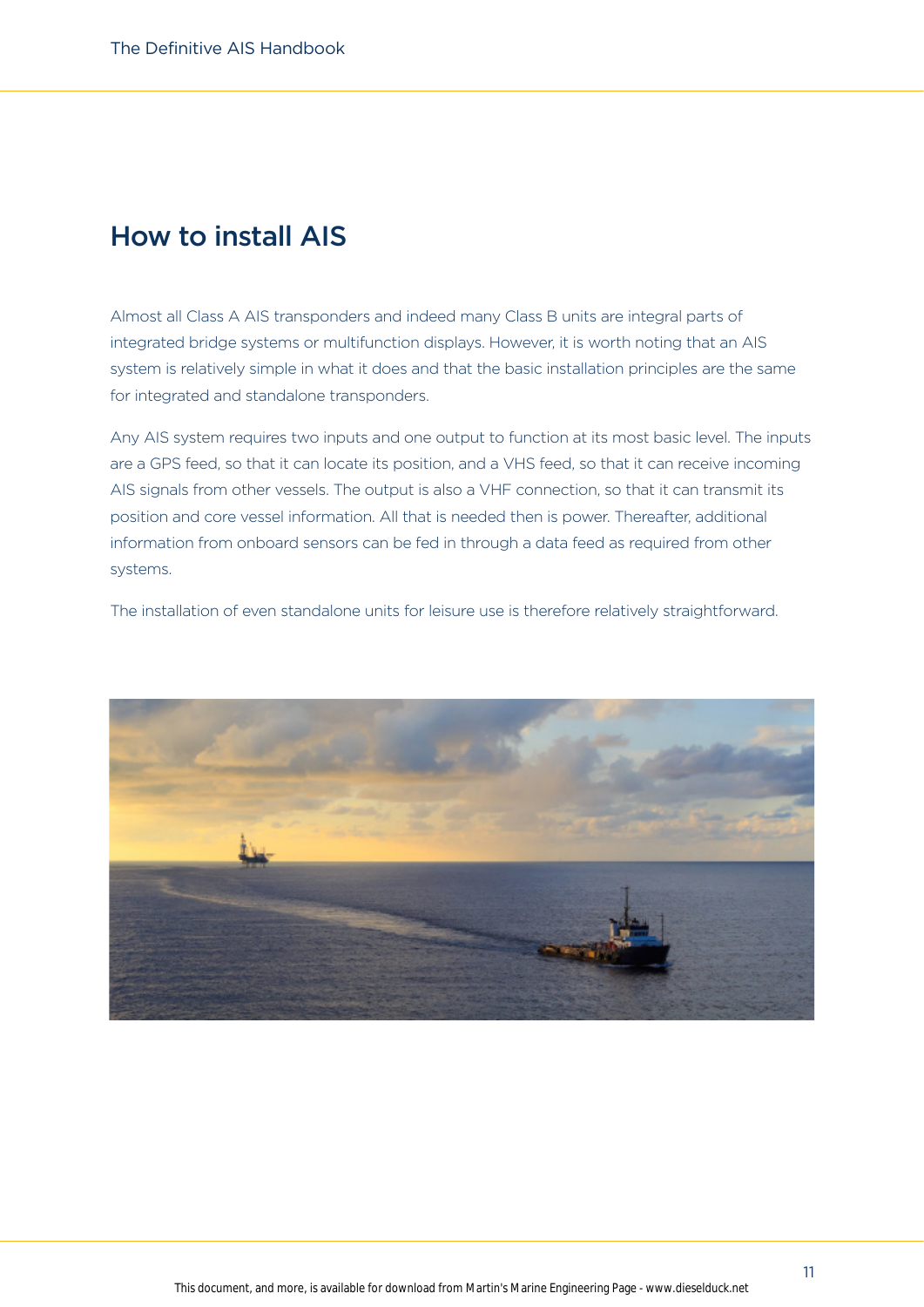# How to install AIS

Almost all Class A AIS transponders and indeed many Class B units are integral parts of integrated bridge systems or multifunction displays. However, it is worth noting that an AIS system is relatively simple in what it does and that the basic installation principles are the same for integrated and standalone transponders.

Any AIS system requires two inputs and one output to function at its most basic level. The inputs are a GPS feed, so that it can locate its position, and a VHS feed, so that it can receive incoming AIS signals from other vessels. The output is also a VHF connection, so that it can transmit its position and core vessel information. All that is needed then is power. Thereafter, additional information from onboard sensors can be fed in through a data feed as required from other systems.

The installation of even standalone units for leisure use is therefore relatively straightforward.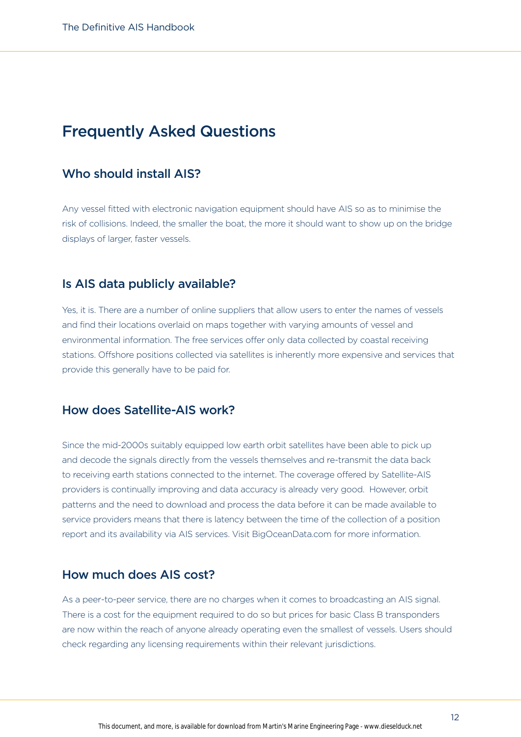## Frequently Asked Questions

### Who should install AIS?

Any vessel fitted with electronic navigation equipment should have AIS so as to minimise the risk of collisions. Indeed, the smaller the boat, the more it should want to show up on the bridge displays of larger, faster vessels.

### Is AIS data publicly available?

Yes, it is. There are a number of online suppliers that allow users to enter the names of vessels and find their locations overlaid on maps together with varying amounts of vessel and environmental information. The free services offer only data collected by coastal receiving stations. Offshore positions collected via satellites is inherently more expensive and services that provide this generally have to be paid for.

### How does Satellite-AIS work?

Since the mid-2000s suitably equipped low earth orbit satellites have been able to pick up and decode the signals directly from the vessels themselves and re-transmit the data back to receiving earth stations connected to the internet. The coverage offered by Satellite-AIS providers is continually improving and data accuracy is already very good. However, orbit patterns and the need to download and process the data before it can be made available to service providers means that there is latency between the time of the collection of a position report and its availability via AIS services. Visit BigOceanData.com for more information.

### How much does AIS cost?

As a peer-to-peer service, there are no charges when it comes to broadcasting an AIS signal. There is a cost for the equipment required to do so but prices for basic Class B transponders are now within the reach of anyone already operating even the smallest of vessels. Users should check regarding any licensing requirements within their relevant jurisdictions.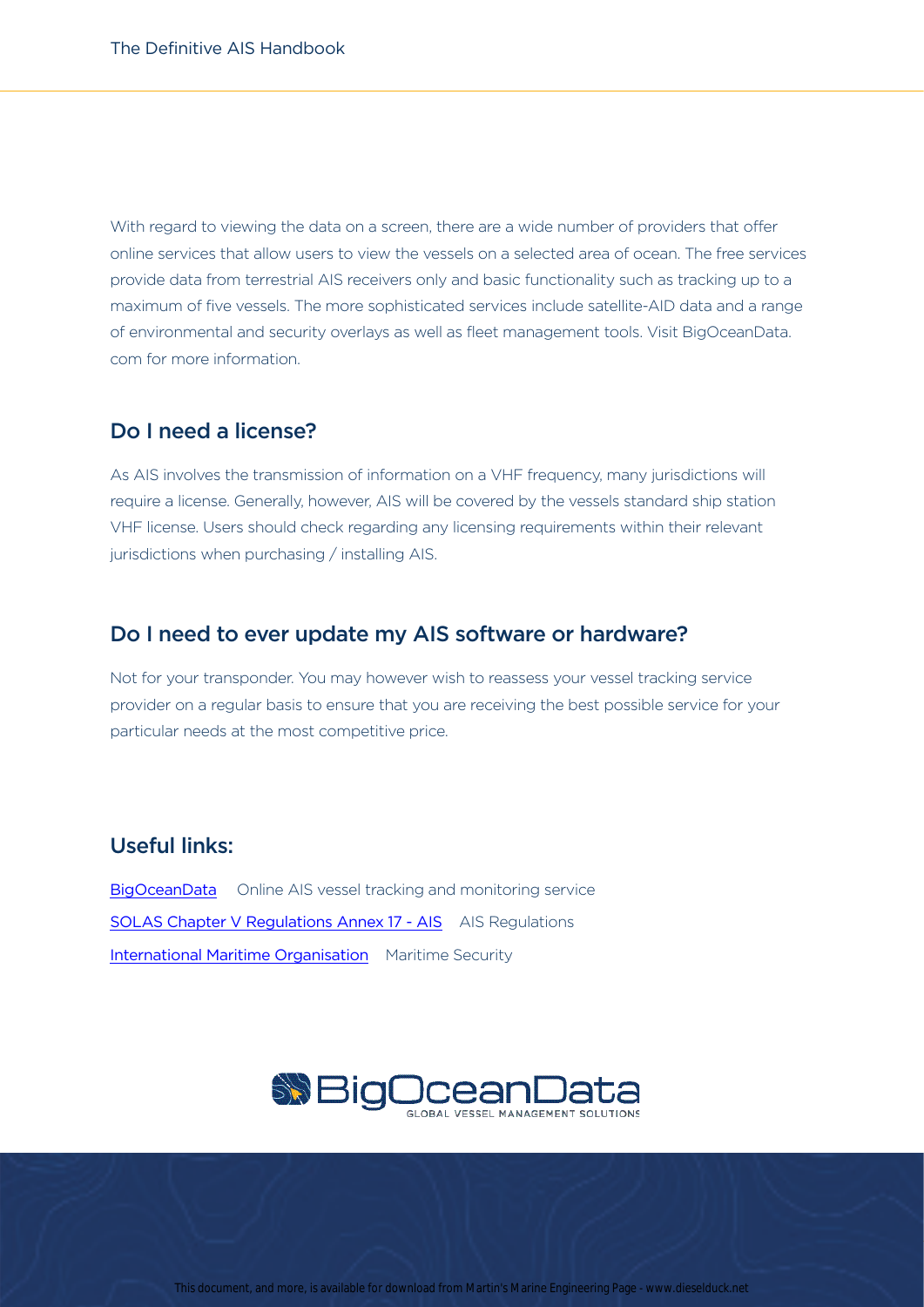With regard to viewing the data on a screen, there are a wide number of providers that offer online services that allow users to view the vessels on a selected area of ocean. The free services provide data from terrestrial AIS receivers only and basic functionality such as tracking up to a maximum of five vessels. The more sophisticated services include satellite-AID data and a range of environmental and security overlays as well as fleet management tools. Visit BigOceanData.com for more information.

## Do I need a license?

As AIS involves the transmission of information on a VHF frequency, many jurisdictions will require a license. Generally, however, AIS will be covered by the vessels standard ship station VHF license. Users should check regarding any licensing requirements within their relevant jurisdictions when purchasing / installing AIS.

## Do I need to ever update my AIS software or hardware?

Not for your transponder. You may however wish to reassess your vessel tracking service provider on a regular basis to ensure that you are receiving the best possible service for your particular needs at the most competitive price.

## Useful links:

BigOceanData   Online AIS vessel tracking and monitoring service

SOLAS Chapter V Regulations Annex 17 - AIS   AIS Regulations

International Maritime Organisation   Maritime Security

BigOceanData
GLOBAL VESSEL MANAGEMENT SOLUTIONS